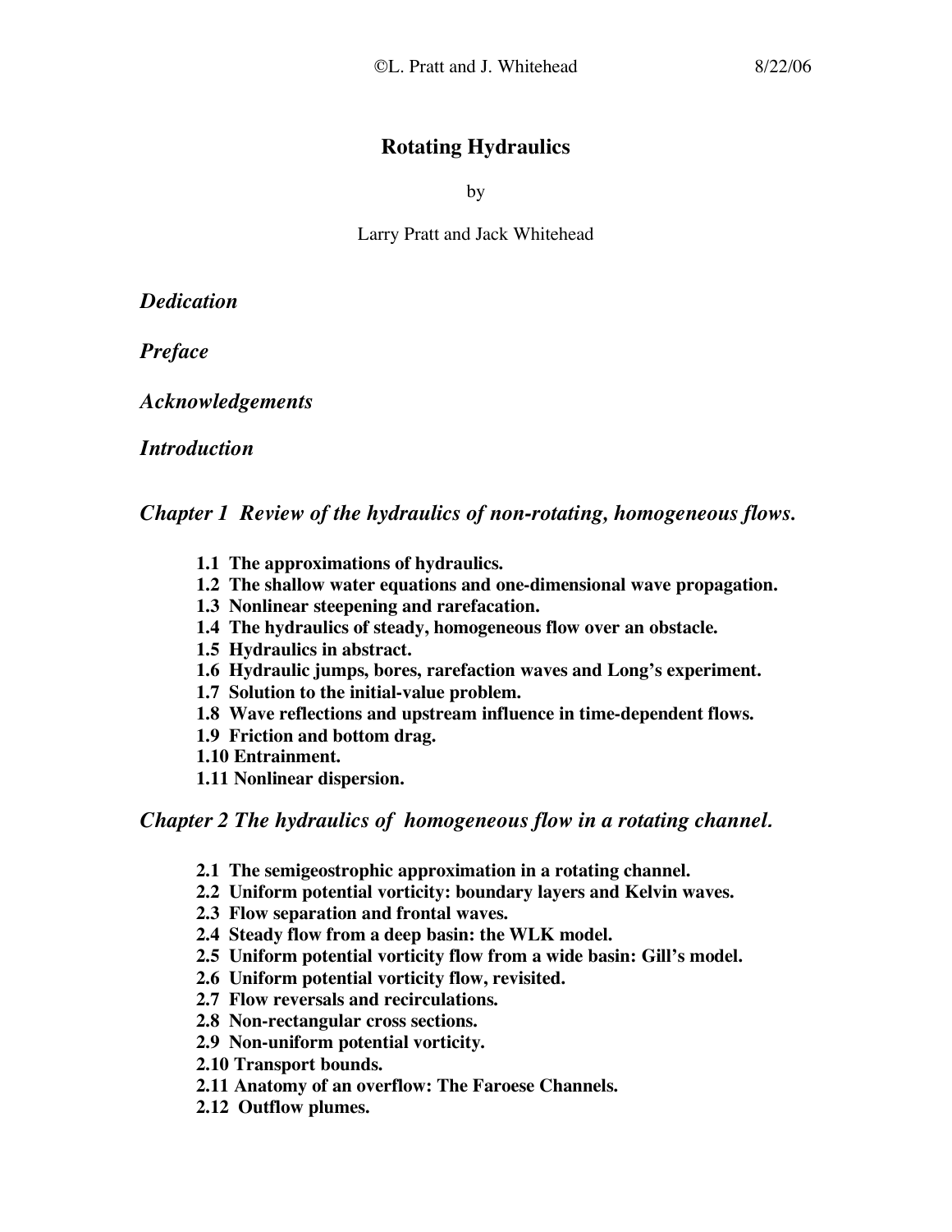# Rotating Hydraulics

by

Larry Pratt and Jack Whitehead

***Dedication***

***Preface***

***Acknowledgements***

***Introduction***

## *Chapter 1 Review of the hydraulics of non-rotating, homogeneous flows.*

- **1.1 The approximations of hydraulics.**
- **1.2 The shallow water equations and one-dimensional wave propagation.**
- **1.3 Nonlinear steepening and rarefacation.**
- **1.4 The hydraulics of steady, homogeneous flow over an obstacle.**
- **1.5 Hydraulics in abstract.**
- **1.6 Hydraulic jumps, bores, rarefaction waves and Long's experiment.**
- **1.7 Solution to the initial-value problem.**
- **1.8 Wave reflections and upstream influence in time-dependent flows.**
- **1.9 Friction and bottom drag.**
- **1.10 Entrainment.**
- **1.11 Nonlinear dispersion.**

## *Chapter 2 The hydraulics of homogeneous flow in a rotating channel.*

- **2.1 The semigeostrophic approximation in a rotating channel.**
- **2.2 Uniform potential vorticity: boundary layers and Kelvin waves.**
- **2.3 Flow separation and frontal waves.**
- **2.4 Steady flow from a deep basin: the WLK model.**
- **2.5 Uniform potential vorticity flow from a wide basin: Gill's model.**
- **2.6 Uniform potential vorticity flow, revisited.**
- **2.7 Flow reversals and recirculations.**
- **2.8 Non-rectangular cross sections.**
- **2.9 Non-uniform potential vorticity.**
- **2.10 Transport bounds.**
- **2.11 Anatomy of an overflow: The Faroese Channels.**
- **2.12 Outflow plumes.**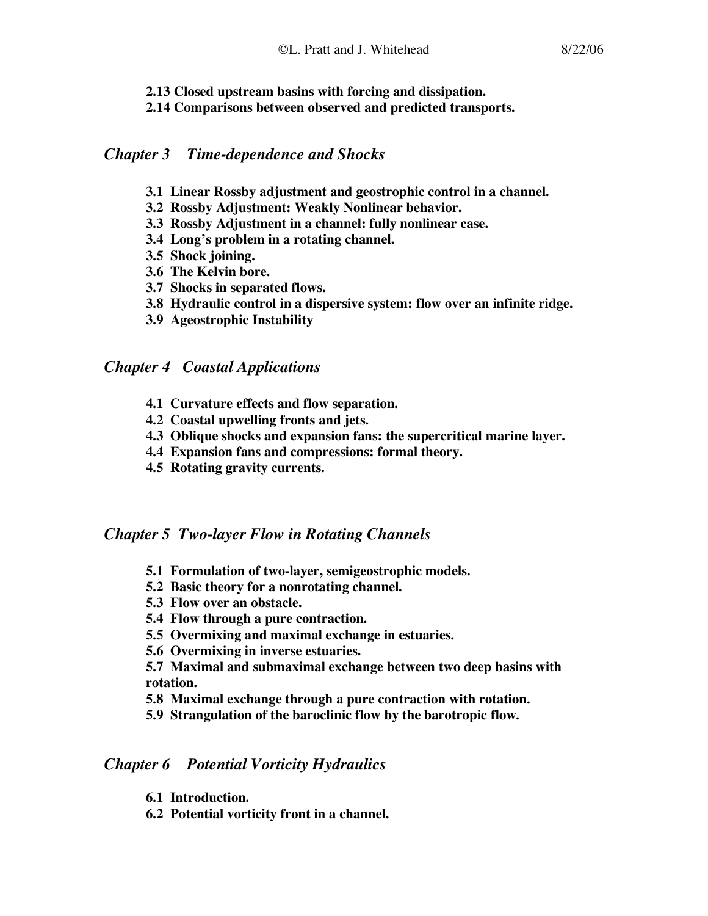**2.13 Closed upstream basins with forcing and dissipation.**

**2.14 Comparisons between observed and predicted transports.**

## *Chapter 3 Time-dependence and Shocks*

**3.1 Linear Rossby adjustment and geostrophic control in a channel.**

**3.2 Rossby Adjustment: Weakly Nonlinear behavior.**

**3.3 Rossby Adjustment in a channel: fully nonlinear case.**

**3.4 Long's problem in a rotating channel.**

**3.5 Shock joining.**

**3.6 The Kelvin bore.**

**3.7 Shocks in separated flows.**

**3.8 Hydraulic control in a dispersive system: flow over an infinite ridge.**

**3.9 Ageostrophic Instability**

## *Chapter 4 Coastal Applications*

**4.1 Curvature effects and flow separation.**

**4.2 Coastal upwelling fronts and jets.**

**4.3 Oblique shocks and expansion fans: the supercritical marine layer.**

**4.4 Expansion fans and compressions: formal theory.**

**4.5 Rotating gravity currents.**

## *Chapter 5 Two-layer Flow in Rotating Channels*

**5.1 Formulation of two-layer, semigeostrophic models.**

**5.2 Basic theory for a nonrotating channel.**

**5.3 Flow over an obstacle.**

**5.4 Flow through a pure contraction.**

**5.5 Overmixing and maximal exchange in estuaries.**

**5.6 Overmixing in inverse estuaries.**

**5.7 Maximal and submaximal exchange between two deep basins with rotation.**

**5.8 Maximal exchange through a pure contraction with rotation.**

**5.9 Strangulation of the baroclinic flow by the barotropic flow.**

## *Chapter 6 Potential Vorticity Hydraulics*

**6.1 Introduction.**

**6.2 Potential vorticity front in a channel.**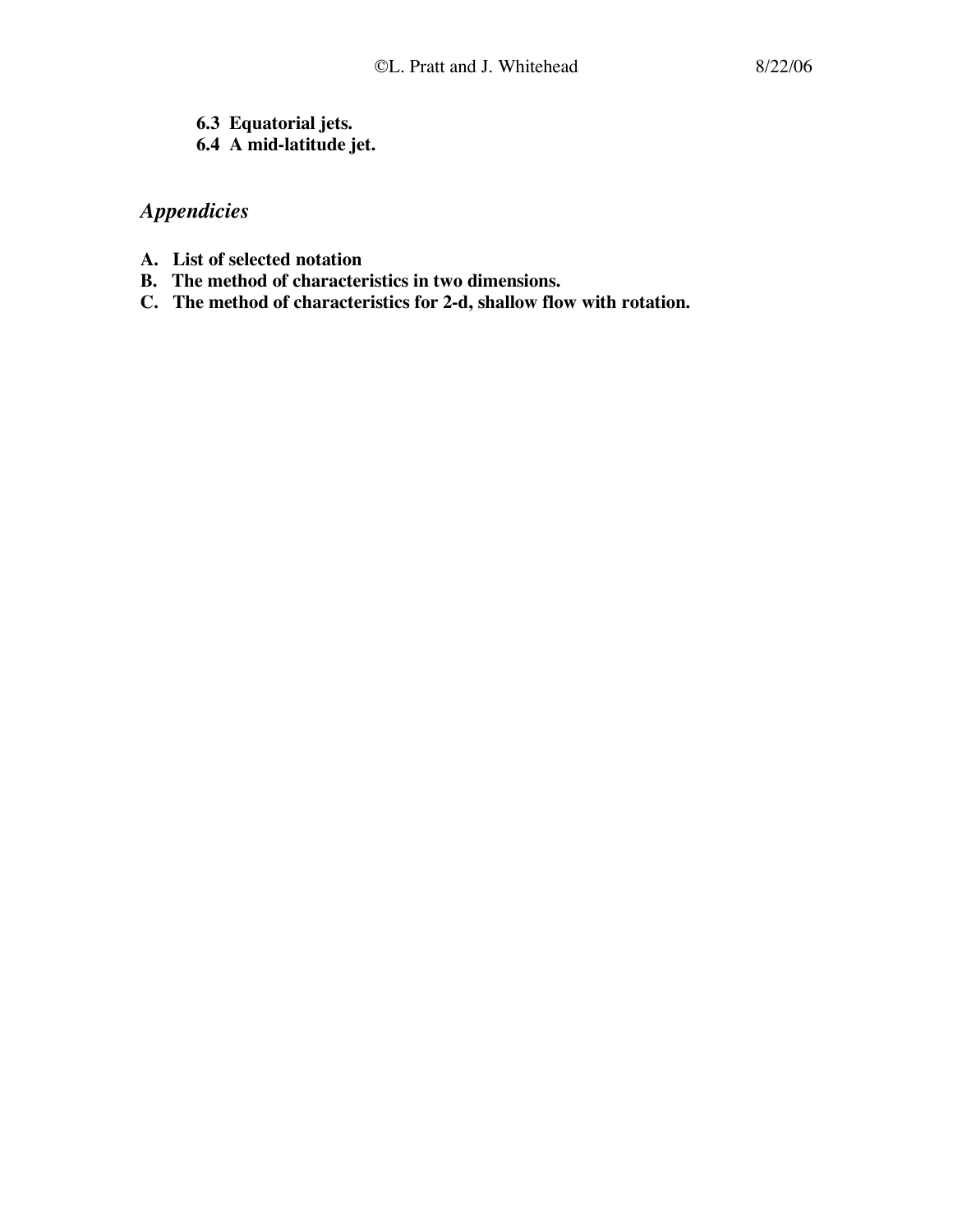**6.3 Equatorial jets.**

**6.4 A mid-latitude jet.**

## *Appendicies*

**A. List of selected notation**

**B. The method of characteristics in two dimensions.**

**C. The method of characteristics for 2-d, shallow flow with rotation.**